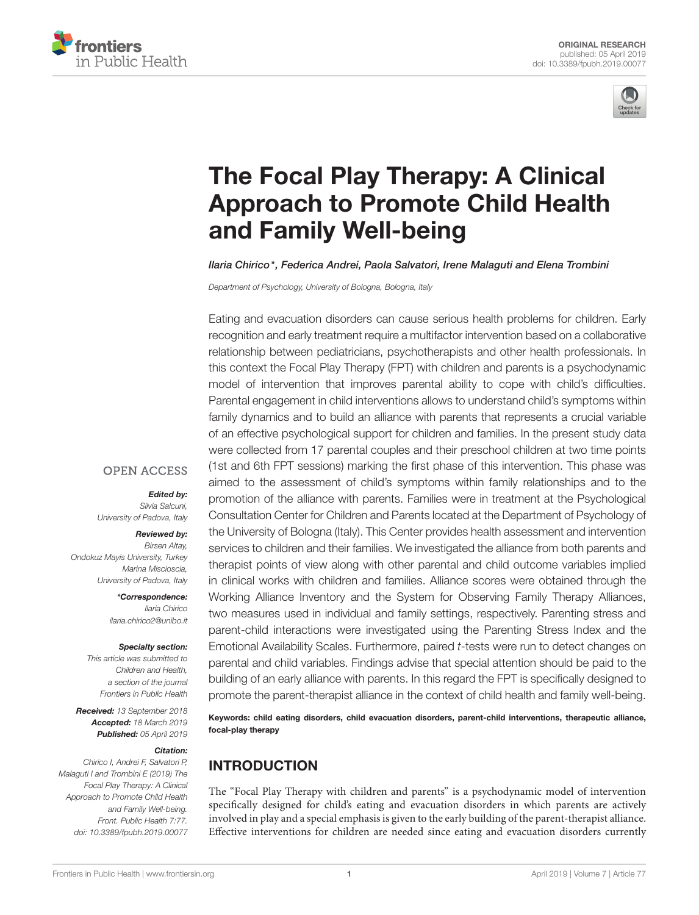ORIGINAL RESEARCH
published: 05 April 2019
doi: 10.3389/fpubh.2019.00077

# The Focal Play Therapy: A Clinical Approach to Promote Child Health and Family Well-being

*Ilaria Chirico\*, Federica Andrei, Paola Salvatori, Irene Malaguti and Elena Trombini*

*Department of Psychology, University of Bologna, Bologna, Italy*

OPEN ACCESS

***Edited by:***
*Silvia Salcuni, University of Padova, Italy*

***Reviewed by:***
*Birsen Altay, Ondokuz Mayis University, Turkey*
*Marina Miscioscia, University of Padova, Italy*

***\*Correspondence:***
*Ilaria Chirico*
*ilaria.chirico2@unibo.it*

***Specialty section:***
*This article was submitted to Children and Health, a section of the journal Frontiers in Public Health*

***Received:*** *13 September 2018*
***Accepted:*** *18 March 2019*
***Published:*** *05 April 2019*

***Citation:***
*Chirico I, Andrei F, Salvatori P, Malaguti I and Trombini E (2019) The Focal Play Therapy: A Clinical Approach to Promote Child Health and Family Well-being. Front. Public Health 7:77. doi: 10.3389/fpubh.2019.00077*

Eating and evacuation disorders can cause serious health problems for children. Early recognition and early treatment require a multifactor intervention based on a collaborative relationship between pediatricians, psychotherapists and other health professionals. In this context the Focal Play Therapy (FPT) with children and parents is a psychodynamic model of intervention that improves parental ability to cope with child's difficulties. Parental engagement in child interventions allows to understand child's symptoms within family dynamics and to build an alliance with parents that represents a crucial variable of an effective psychological support for children and families. In the present study data were collected from 17 parental couples and their preschool children at two time points (1st and 6th FPT sessions) marking the first phase of this intervention. This phase was aimed to the assessment of child's symptoms within family relationships and to the promotion of the alliance with parents. Families were in treatment at the Psychological Consultation Center for Children and Parents located at the Department of Psychology of the University of Bologna (Italy). This Center provides health assessment and intervention services to children and their families. We investigated the alliance from both parents and therapist points of view along with other parental and child outcome variables implied in clinical works with children and families. Alliance scores were obtained through the Working Alliance Inventory and the System for Observing Family Therapy Alliances, two measures used in individual and family settings, respectively. Parenting stress and parent-child interactions were investigated using the Parenting Stress Index and the Emotional Availability Scales. Furthermore, paired *t*-tests were run to detect changes on parental and child variables. Findings advise that special attention should be paid to the building of an early alliance with parents. In this regard the FPT is specifically designed to promote the parent-therapist alliance in the context of child health and family well-being.

**Keywords: child eating disorders, child evacuation disorders, parent-child interventions, therapeutic alliance, focal-play therapy**

## INTRODUCTION

The "Focal Play Therapy with children and parents" is a psychodynamic model of intervention specifically designed for child's eating and evacuation disorders in which parents are actively involved in play and a special emphasis is given to the early building of the parent-therapist alliance. Effective interventions for children are needed since eating and evacuation disorders currently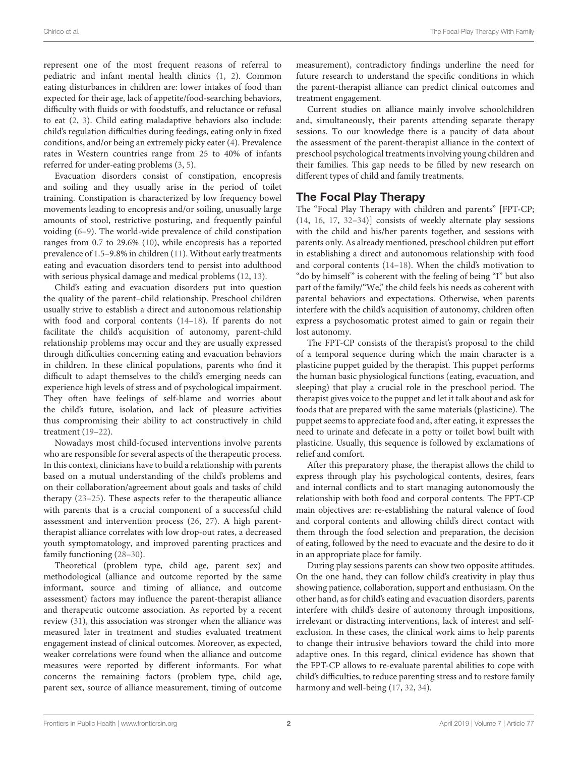represent one of the most frequent reasons of referral to pediatric and infant mental health clinics (1, 2). Common eating disturbances in children are: lower intakes of food than expected for their age, lack of appetite/food-searching behaviors, difficulty with fluids or with foodstuffs, and reluctance or refusal to eat (2, 3). Child eating maladaptive behaviors also include: child's regulation difficulties during feedings, eating only in fixed conditions, and/or being an extremely picky eater (4). Prevalence rates in Western countries range from 25 to 40% of infants referred for under-eating problems (3, 5).

Evacuation disorders consist of constipation, encopresis and soiling and they usually arise in the period of toilet training. Constipation is characterized by low frequency bowel movements leading to encopresis and/or soiling, unusually large amounts of stool, restrictive posturing, and frequently painful voiding (6–9). The world-wide prevalence of child constipation ranges from 0.7 to 29.6% (10), while encopresis has a reported prevalence of 1.5–9.8% in children (11). Without early treatments eating and evacuation disorders tend to persist into adulthood with serious physical damage and medical problems (12, 13).

Child's eating and evacuation disorders put into question the quality of the parent–child relationship. Preschool children usually strive to establish a direct and autonomous relationship with food and corporal contents (14–18). If parents do not facilitate the child's acquisition of autonomy, parent-child relationship problems may occur and they are usually expressed through difficulties concerning eating and evacuation behaviors in children. In these clinical populations, parents who find it difficult to adapt themselves to the child's emerging needs can experience high levels of stress and of psychological impairment. They often have feelings of self-blame and worries about the child's future, isolation, and lack of pleasure activities thus compromising their ability to act constructively in child treatment (19–22).

Nowadays most child-focused interventions involve parents who are responsible for several aspects of the therapeutic process. In this context, clinicians have to build a relationship with parents based on a mutual understanding of the child's problems and on their collaboration/agreement about goals and tasks of child therapy (23–25). These aspects refer to the therapeutic alliance with parents that is a crucial component of a successful child assessment and intervention process (26, 27). A high parent-therapist alliance correlates with low drop-out rates, a decreased youth symptomatology, and improved parenting practices and family functioning (28–30).

Theoretical (problem type, child age, parent sex) and methodological (alliance and outcome reported by the same informant, source and timing of alliance, and outcome assessment) factors may influence the parent-therapist alliance and therapeutic outcome association. As reported by a recent review (31), this association was stronger when the alliance was measured later in treatment and studies evaluated treatment engagement instead of clinical outcomes. Moreover, as expected, weaker correlations were found when the alliance and outcome measures were reported by different informants. For what concerns the remaining factors (problem type, child age, parent sex, source of alliance measurement, timing of outcome measurement), contradictory findings underline the need for future research to understand the specific conditions in which the parent-therapist alliance can predict clinical outcomes and treatment engagement.

Current studies on alliance mainly involve schoolchildren and, simultaneously, their parents attending separate therapy sessions. To our knowledge there is a paucity of data about the assessment of the parent-therapist alliance in the context of preschool psychological treatments involving young children and their families. This gap needs to be filled by new research on different types of child and family treatments.

## The Focal Play Therapy

The "Focal Play Therapy with children and parents" [FPT-CP; (14, 16, 17, 32–34)] consists of weekly alternate play sessions with the child and his/her parents together, and sessions with parents only. As already mentioned, preschool children put effort in establishing a direct and autonomous relationship with food and corporal contents (14–18). When the child's motivation to "do by himself" is coherent with the feeling of being "I" but also part of the family/"We," the child feels his needs as coherent with parental behaviors and expectations. Otherwise, when parents interfere with the child's acquisition of autonomy, children often express a psychosomatic protest aimed to gain or regain their lost autonomy.

The FPT-CP consists of the therapist's proposal to the child of a temporal sequence during which the main character is a plasticine puppet guided by the therapist. This puppet performs the human basic physiological functions (eating, evacuation, and sleeping) that play a crucial role in the preschool period. The therapist gives voice to the puppet and let it talk about and ask for foods that are prepared with the same materials (plasticine). The puppet seems to appreciate food and, after eating, it expresses the need to urinate and defecate in a potty or toilet bowl built with plasticine. Usually, this sequence is followed by exclamations of relief and comfort.

After this preparatory phase, the therapist allows the child to express through play his psychological contents, desires, fears and internal conflicts and to start managing autonomously the relationship with both food and corporal contents. The FPT-CP main objectives are: re-establishing the natural valence of food and corporal contents and allowing child's direct contact with them through the food selection and preparation, the decision of eating, followed by the need to evacuate and the desire to do it in an appropriate place for family.

During play sessions parents can show two opposite attitudes. On the one hand, they can follow child's creativity in play thus showing patience, collaboration, support and enthusiasm. On the other hand, as for child's eating and evacuation disorders, parents interfere with child's desire of autonomy through impositions, irrelevant or distracting interventions, lack of interest and self-exclusion. In these cases, the clinical work aims to help parents to change their intrusive behaviors toward the child into more adaptive ones. In this regard, clinical evidence has shown that the FPT-CP allows to re-evaluate parental abilities to cope with child's difficulties, to reduce parenting stress and to restore family harmony and well-being (17, 32, 34).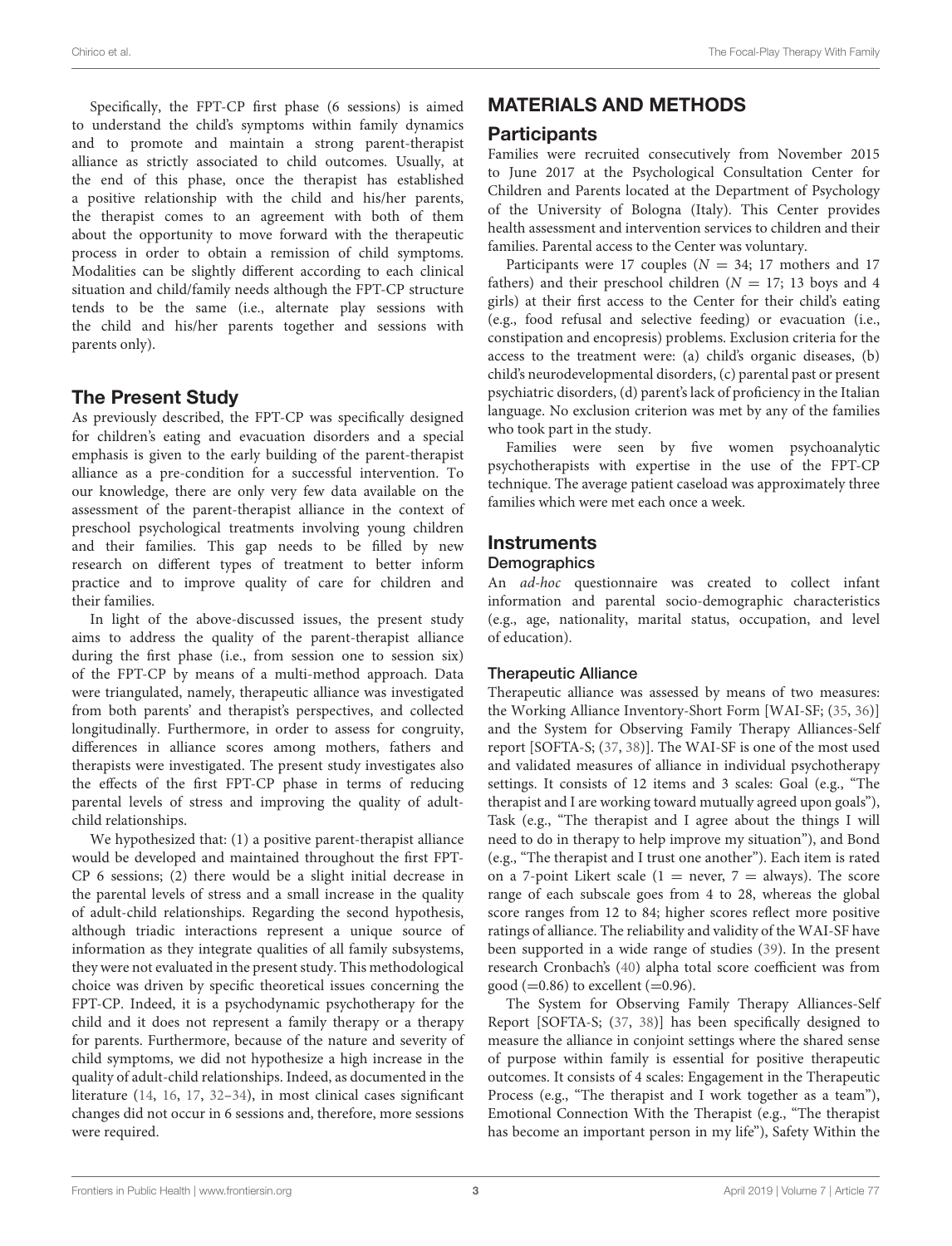Specifically, the FPT-CP first phase (6 sessions) is aimed to understand the child's symptoms within family dynamics and to promote and maintain a strong parent-therapist alliance as strictly associated to child outcomes. Usually, at the end of this phase, once the therapist has established a positive relationship with the child and his/her parents, the therapist comes to an agreement with both of them about the opportunity to move forward with the therapeutic process in order to obtain a remission of child symptoms. Modalities can be slightly different according to each clinical situation and child/family needs although the FPT-CP structure tends to be the same (i.e., alternate play sessions with the child and his/her parents together and sessions with parents only).

## The Present Study

As previously described, the FPT-CP was specifically designed for children's eating and evacuation disorders and a special emphasis is given to the early building of the parent-therapist alliance as a pre-condition for a successful intervention. To our knowledge, there are only very few data available on the assessment of the parent-therapist alliance in the context of preschool psychological treatments involving young children and their families. This gap needs to be filled by new research on different types of treatment to better inform practice and to improve quality of care for children and their families.

In light of the above-discussed issues, the present study aims to address the quality of the parent-therapist alliance during the first phase (i.e., from session one to session six) of the FPT-CP by means of a multi-method approach. Data were triangulated, namely, therapeutic alliance was investigated from both parents' and therapist's perspectives, and collected longitudinally. Furthermore, in order to assess for congruity, differences in alliance scores among mothers, fathers and therapists were investigated. The present study investigates also the effects of the first FPT-CP phase in terms of reducing parental levels of stress and improving the quality of adult-child relationships.

We hypothesized that: (1) a positive parent-therapist alliance would be developed and maintained throughout the first FPT-CP 6 sessions; (2) there would be a slight initial decrease in the parental levels of stress and a small increase in the quality of adult-child relationships. Regarding the second hypothesis, although triadic interactions represent a unique source of information as they integrate qualities of all family subsystems, they were not evaluated in the present study. This methodological choice was driven by specific theoretical issues concerning the FPT-CP. Indeed, it is a psychodynamic psychotherapy for the child and it does not represent a family therapy or a therapy for parents. Furthermore, because of the nature and severity of child symptoms, we did not hypothesize a high increase in the quality of adult-child relationships. Indeed, as documented in the literature (14, 16, 17, 32–34), in most clinical cases significant changes did not occur in 6 sessions and, therefore, more sessions were required.

# MATERIALS AND METHODS

## Participants

Families were recruited consecutively from November 2015 to June 2017 at the Psychological Consultation Center for Children and Parents located at the Department of Psychology of the University of Bologna (Italy). This Center provides health assessment and intervention services to children and their families. Parental access to the Center was voluntary.

Participants were 17 couples ($N = 34$; 17 mothers and 17 fathers) and their preschool children ($N = 17$; 13 boys and 4 girls) at their first access to the Center for their child's eating (e.g., food refusal and selective feeding) or evacuation (i.e., constipation and encopresis) problems. Exclusion criteria for the access to the treatment were: (a) child's organic diseases, (b) child's neurodevelopmental disorders, (c) parental past or present psychiatric disorders, (d) parent's lack of proficiency in the Italian language. No exclusion criterion was met by any of the families who took part in the study.

Families were seen by five women psychoanalytic psychotherapists with expertise in the use of the FPT-CP technique. The average patient caseload was approximately three families which were met each once a week.

## Instruments

### Demographics

An *ad-hoc* questionnaire was created to collect infant information and parental socio-demographic characteristics (e.g., age, nationality, marital status, occupation, and level of education).

### Therapeutic Alliance

Therapeutic alliance was assessed by means of two measures: the Working Alliance Inventory-Short Form [WAI-SF; (35, 36)] and the System for Observing Family Therapy Alliances-Self report [SOFTA-S; (37, 38)]. The WAI-SF is one of the most used and validated measures of alliance in individual psychotherapy settings. It consists of 12 items and 3 scales: Goal (e.g., "The therapist and I are working toward mutually agreed upon goals"), Task (e.g., "The therapist and I agree about the things I will need to do in therapy to help improve my situation"), and Bond (e.g., "The therapist and I trust one another"). Each item is rated on a 7-point Likert scale (1 = never, 7 = always). The score range of each subscale goes from 4 to 28, whereas the global score ranges from 12 to 84; higher scores reflect more positive ratings of alliance. The reliability and validity of the WAI-SF have been supported in a wide range of studies (39). In the present research Cronbach's (40) alpha total score coefficient was from good (=0.86) to excellent (=0.96).

The System for Observing Family Therapy Alliances-Self Report [SOFTA-S; (37, 38)] has been specifically designed to measure the alliance in conjoint settings where the shared sense of purpose within family is essential for positive therapeutic outcomes. It consists of 4 scales: Engagement in the Therapeutic Process (e.g., "The therapist and I work together as a team"), Emotional Connection With the Therapist (e.g., "The therapist has become an important person in my life"), Safety Within the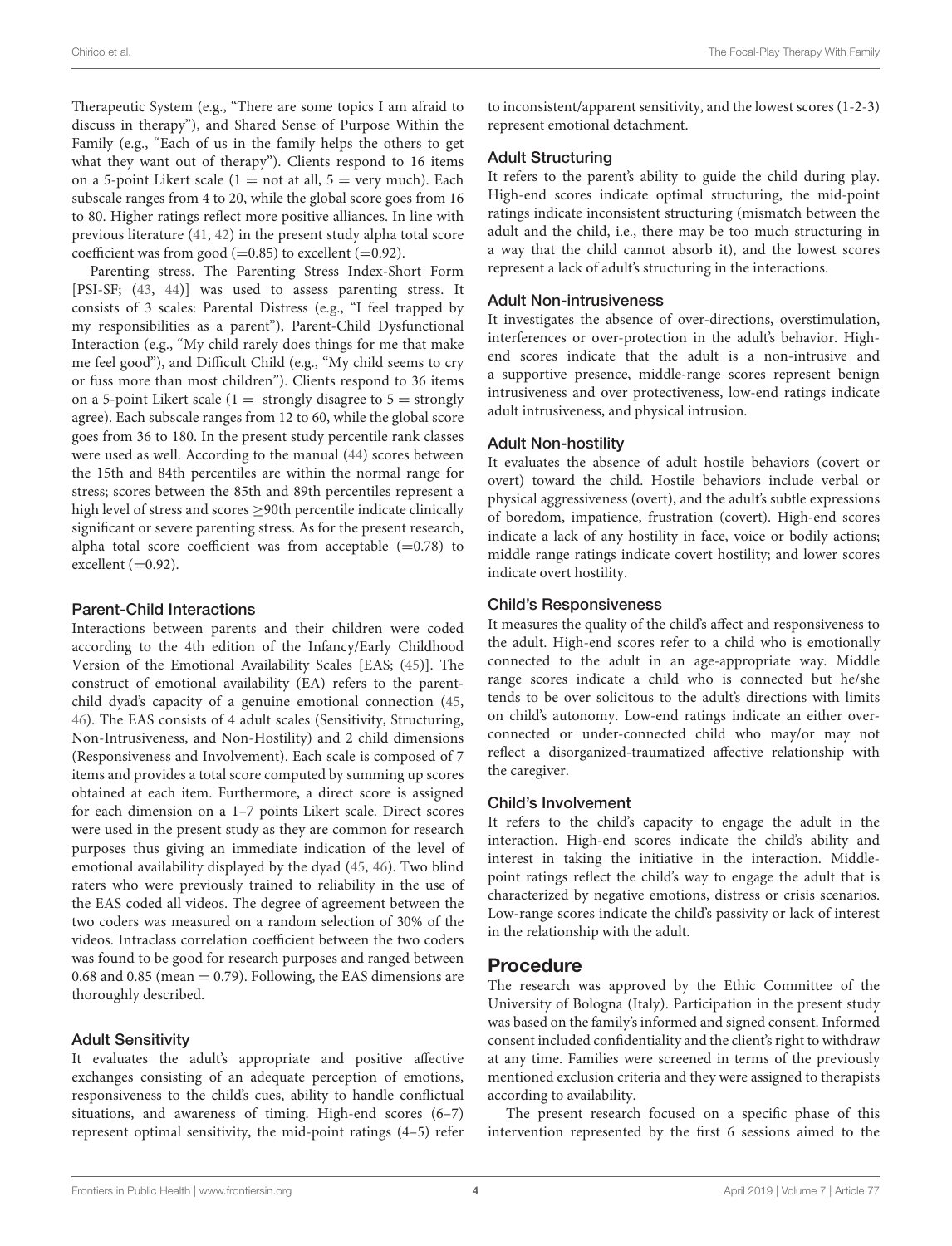Therapeutic System (e.g., "There are some topics I am afraid to discuss in therapy"), and Shared Sense of Purpose Within the Family (e.g., "Each of us in the family helps the others to get what they want out of therapy"). Clients respond to 16 items on a 5-point Likert scale (1 = not at all, 5 = very much). Each subscale ranges from 4 to 20, while the global score goes from 16 to 80. Higher ratings reflect more positive alliances. In line with previous literature (41, 42) in the present study alpha total score coefficient was from good (=0.85) to excellent (=0.92).

Parenting stress. The Parenting Stress Index-Short Form [PSI-SF; (43, 44)] was used to assess parenting stress. It consists of 3 scales: Parental Distress (e.g., "I feel trapped by my responsibilities as a parent"), Parent-Child Dysfunctional Interaction (e.g., "My child rarely does things for me that make me feel good"), and Difficult Child (e.g., "My child seems to cry or fuss more than most children"). Clients respond to 36 items on a 5-point Likert scale (1 = strongly disagree to 5 = strongly agree). Each subscale ranges from 12 to 60, while the global score goes from 36 to 180. In the present study percentile rank classes were used as well. According to the manual (44) scores between the 15th and 84th percentiles are within the normal range for stress; scores between the 85th and 89th percentiles represent a high level of stress and scores ≥90th percentile indicate clinically significant or severe parenting stress. As for the present research, alpha total score coefficient was from acceptable (=0.78) to excellent (=0.92).

### Parent-Child Interactions

Interactions between parents and their children were coded according to the 4th edition of the Infancy/Early Childhood Version of the Emotional Availability Scales [EAS; (45)]. The construct of emotional availability (EA) refers to the parent-child dyad's capacity of a genuine emotional connection (45, 46). The EAS consists of 4 adult scales (Sensitivity, Structuring, Non-Intrusiveness, and Non-Hostility) and 2 child dimensions (Responsiveness and Involvement). Each scale is composed of 7 items and provides a total score computed by summing up scores obtained at each item. Furthermore, a direct score is assigned for each dimension on a 1–7 points Likert scale. Direct scores were used in the present study as they are common for research purposes thus giving an immediate indication of the level of emotional availability displayed by the dyad (45, 46). Two blind raters who were previously trained to reliability in the use of the EAS coded all videos. The degree of agreement between the two coders was measured on a random selection of 30% of the videos. Intraclass correlation coefficient between the two coders was found to be good for research purposes and ranged between 0.68 and 0.85 (mean = 0.79). Following, the EAS dimensions are thoroughly described.

### Adult Sensitivity

It evaluates the adult's appropriate and positive affective exchanges consisting of an adequate perception of emotions, responsiveness to the child's cues, ability to handle conflictual situations, and awareness of timing. High-end scores (6–7) represent optimal sensitivity, the mid-point ratings (4–5) refer to inconsistent/apparent sensitivity, and the lowest scores (1-2-3) represent emotional detachment.

### Adult Structuring

It refers to the parent's ability to guide the child during play. High-end scores indicate optimal structuring, the mid-point ratings indicate inconsistent structuring (mismatch between the adult and the child, i.e., there may be too much structuring in a way that the child cannot absorb it), and the lowest scores represent a lack of adult's structuring in the interactions.

### Adult Non-intrusiveness

It investigates the absence of over-directions, overstimulation, interferences or over-protection in the adult's behavior. High-end scores indicate that the adult is a non-intrusive and a supportive presence, middle-range scores represent benign intrusiveness and over protectiveness, low-end ratings indicate adult intrusiveness, and physical intrusion.

### Adult Non-hostility

It evaluates the absence of adult hostile behaviors (covert or overt) toward the child. Hostile behaviors include verbal or physical aggressiveness (overt), and the adult's subtle expressions of boredom, impatience, frustration (covert). High-end scores indicate a lack of any hostility in face, voice or bodily actions; middle range ratings indicate covert hostility; and lower scores indicate overt hostility.

### Child's Responsiveness

It measures the quality of the child's affect and responsiveness to the adult. High-end scores refer to a child who is emotionally connected to the adult in an age-appropriate way. Middle range scores indicate a child who is connected but he/she tends to be over solicitous to the adult's directions with limits on child's autonomy. Low-end ratings indicate an either over-connected or under-connected child who may/or may not reflect a disorganized-traumatized affective relationship with the caregiver.

### Child's Involvement

It refers to the child's capacity to engage the adult in the interaction. High-end scores indicate the child's ability and interest in taking the initiative in the interaction. Middle-point ratings reflect the child's way to engage the adult that is characterized by negative emotions, distress or crisis scenarios. Low-range scores indicate the child's passivity or lack of interest in the relationship with the adult.

## Procedure

The research was approved by the Ethic Committee of the University of Bologna (Italy). Participation in the present study was based on the family's informed and signed consent. Informed consent included confidentiality and the client's right to withdraw at any time. Families were screened in terms of the previously mentioned exclusion criteria and they were assigned to therapists according to availability.

The present research focused on a specific phase of this intervention represented by the first 6 sessions aimed to the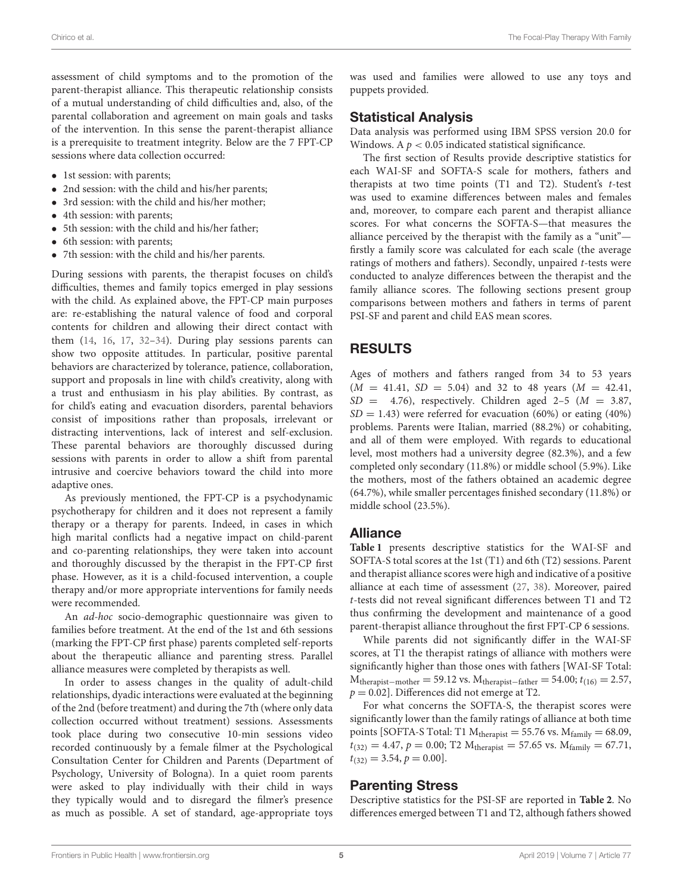assessment of child symptoms and to the promotion of the parent-therapist alliance. This therapeutic relationship consists of a mutual understanding of child difficulties and, also, of the parental collaboration and agreement on main goals and tasks of the intervention. In this sense the parent-therapist alliance is a prerequisite to treatment integrity. Below are the 7 FPT-CP sessions where data collection occurred:

- 1st session: with parents;
- 2nd session: with the child and his/her parents;
- 3rd session: with the child and his/her mother;
- 4th session: with parents;
- 5th session: with the child and his/her father;
- 6th session: with parents;
- 7th session: with the child and his/her parents.

During sessions with parents, the therapist focuses on child's difficulties, themes and family topics emerged in play sessions with the child. As explained above, the FPT-CP main purposes are: re-establishing the natural valence of food and corporal contents for children and allowing their direct contact with them (14, 16, 17, 32–34). During play sessions parents can show two opposite attitudes. In particular, positive parental behaviors are characterized by tolerance, patience, collaboration, support and proposals in line with child's creativity, along with a trust and enthusiasm in his play abilities. By contrast, as for child's eating and evacuation disorders, parental behaviors consist of impositions rather than proposals, irrelevant or distracting interventions, lack of interest and self-exclusion. These parental behaviors are thoroughly discussed during sessions with parents in order to allow a shift from parental intrusive and coercive behaviors toward the child into more adaptive ones.

As previously mentioned, the FPT-CP is a psychodynamic psychotherapy for children and it does not represent a family therapy or a therapy for parents. Indeed, in cases in which high marital conflicts had a negative impact on child-parent and co-parenting relationships, they were taken into account and thoroughly discussed by the therapist in the FPT-CP first phase. However, as it is a child-focused intervention, a couple therapy and/or more appropriate interventions for family needs were recommended.

An *ad-hoc* socio-demographic questionnaire was given to families before treatment. At the end of the 1st and 6th sessions (marking the FPT-CP first phase) parents completed self-reports about the therapeutic alliance and parenting stress. Parallel alliance measures were completed by therapists as well.

In order to assess changes in the quality of adult-child relationships, dyadic interactions were evaluated at the beginning of the 2nd (before treatment) and during the 7th (where only data collection occurred without treatment) sessions. Assessments took place during two consecutive 10-min sessions video recorded continuously by a female filmer at the Psychological Consultation Center for Children and Parents (Department of Psychology, University of Bologna). In a quiet room parents were asked to play individually with their child in ways they typically would and to disregard the filmer's presence as much as possible. A set of standard, age-appropriate toys was used and families were allowed to use any toys and puppets provided.

## Statistical Analysis

Data analysis was performed using IBM SPSS version 20.0 for Windows. A $p < 0.05$ indicated statistical significance.

The first section of Results provide descriptive statistics for each WAI-SF and SOFTA-S scale for mothers, fathers and therapists at two time points (T1 and T2). Student's $t$-test was used to examine differences between males and females and, moreover, to compare each parent and therapist alliance scores. For what concerns the SOFTA-S—that measures the alliance perceived by the therapist with the family as a "unit"—firstly a family score was calculated for each scale (the average ratings of mothers and fathers). Secondly, unpaired $t$-tests were conducted to analyze differences between the therapist and the family alliance scores. The following sections present group comparisons between mothers and fathers in terms of parent PSI-SF and parent and child EAS mean scores.

# RESULTS

Ages of mothers and fathers ranged from 34 to 53 years ($M = 41.41$, $SD = 5.04$) and 32 to 48 years ($M = 42.41$, $SD = 4.76$), respectively. Children aged 2–5 ($M = 3.87$, $SD = 1.43$) were referred for evacuation (60%) or eating (40%) problems. Parents were Italian, married (88.2%) or cohabiting, and all of them were employed. With regards to educational level, most mothers had a university degree (82.3%), and a few completed only secondary (11.8%) or middle school (5.9%). Like the mothers, most of the fathers obtained an academic degree (64.7%), while smaller percentages finished secondary (11.8%) or middle school (23.5%).

## Alliance

**Table 1** presents descriptive statistics for the WAI-SF and SOFTA-S total scores at the 1st (T1) and 6th (T2) sessions. Parent and therapist alliance scores were high and indicative of a positive alliance at each time of assessment (27, 38). Moreover, paired $t$-tests did not reveal significant differences between T1 and T2 thus confirming the development and maintenance of a good parent-therapist alliance throughout the first FPT-CP 6 sessions.

While parents did not significantly differ in the WAI-SF scores, at T1 the therapist ratings of alliance with mothers were significantly higher than those ones with fathers [WAI-SF Total: $M_{therapist-mother} = 59.12$ vs. $M_{therapist-father} = 54.00$; $t_{(16)} = 2.57$, $p = 0.02$]. Differences did not emerge at T2.

For what concerns the SOFTA-S, the therapist scores were significantly lower than the family ratings of alliance at both time points [SOFTA-S Total: T1 $M_{therapist} = 55.76$ vs. $M_{family} = 68.09$, $t_{(32)} = 4.47$, $p = 0.00$; T2 $M_{therapist} = 57.65$ vs. $M_{family} = 67.71$, $t_{(32)} = 3.54$, $p = 0.00$].

## Parenting Stress

Descriptive statistics for the PSI-SF are reported in **Table 2**. No differences emerged between T1 and T2, although fathers showed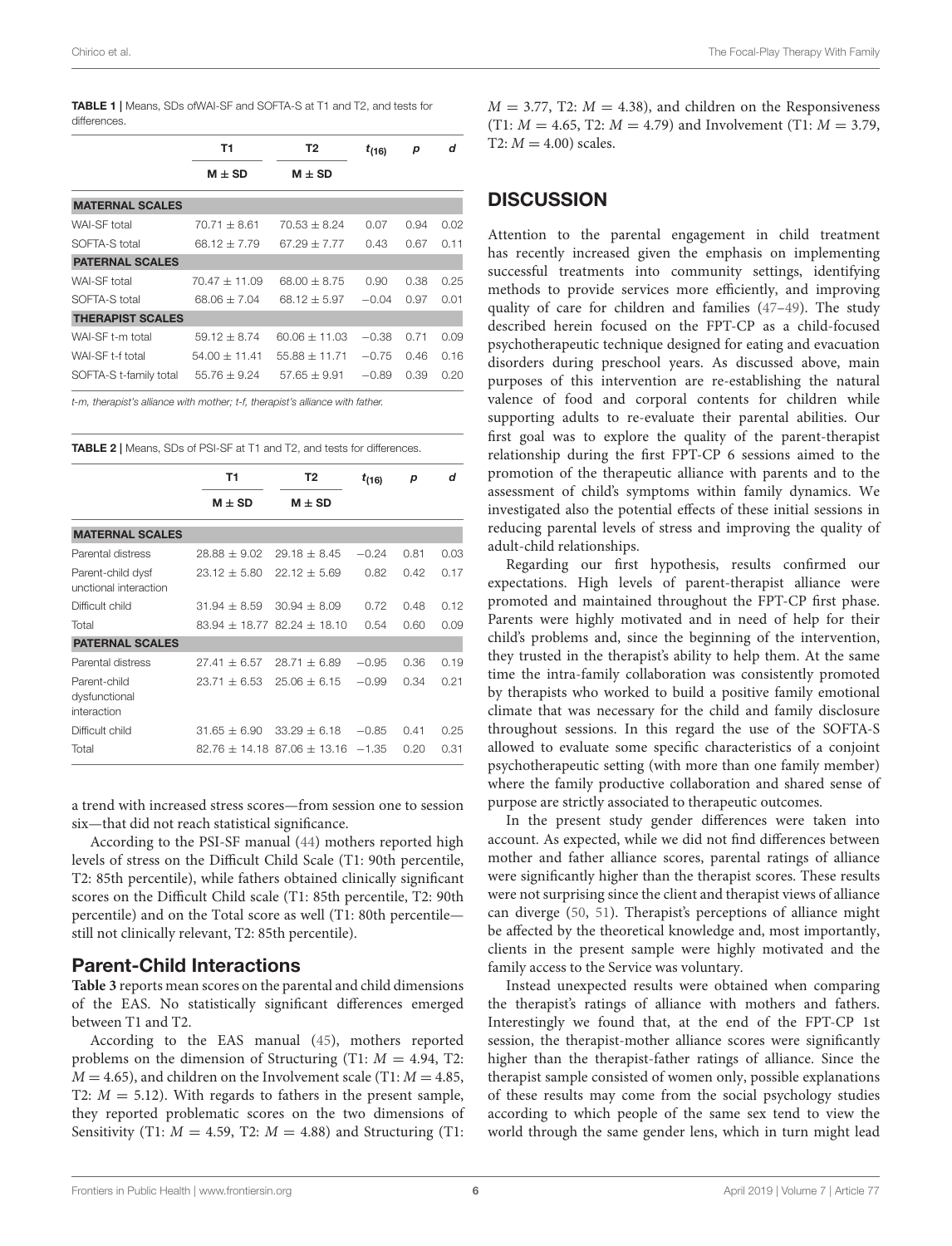**TABLE 1 |** Means, SDs ofWAI-SF and SOFTA-S at T1 and T2, and tests for differences.

| | T1 | T2 | $t_{(16)}$ | *p* | *d* |
|---|---|---|---|---|---|
| | M ± SD | M ± SD | | | |
| **MATERNAL SCALES** | | | | | |
| WAI-SF total | 70.71 ± 8.61 | 70.53 ± 8.24 | 0.07 | 0.94 | 0.02 |
| SOFTA-S total | 68.12 ± 7.79 | 67.29 ± 7.77 | 0.43 | 0.67 | 0.11 |
| **PATERNAL SCALES** | | | | | |
| WAI-SF total | 70.47 ± 11.09 | 68.00 ± 8.75 | 0.90 | 0.38 | 0.25 |
| SOFTA-S total | 68.06 ± 7.04 | 68.12 ± 5.97 | −0.04 | 0.97 | 0.01 |
| **THERAPIST SCALES** | | | | | |
| WAI-SF t-m total | 59.12 ± 8.74 | 60.06 ± 11.03 | −0.38 | 0.71 | 0.09 |
| WAI-SF t-f total | 54.00 ± 11.41 | 55.88 ± 11.71 | −0.75 | 0.46 | 0.16 |
| SOFTA-S t-family total | 55.76 ± 9.24 | 57.65 ± 9.91 | −0.89 | 0.39 | 0.20 |

*t-m, therapist's alliance with mother; t-f, therapist's alliance with father.*

**TABLE 2 |** Means, SDs of PSI-SF at T1 and T2, and tests for differences.

| | T1 | T2 | $t_{(16)}$ | *p* | *d* |
|---|---|---|---|---|---|
| | M ± SD | M ± SD | | | |
| **MATERNAL SCALES** | | | | | |
| Parental distress | 28.88 ± 9.02 | 29.18 ± 8.45 | −0.24 | 0.81 | 0.03 |
| Parent-child dysf unctional interaction | 23.12 ± 5.80 | 22.12 ± 5.69 | 0.82 | 0.42 | 0.17 |
| Difficult child | 31.94 ± 8.59 | 30.94 ± 8.09 | 0.72 | 0.48 | 0.12 |
| Total | 83.94 ± 18.77 | 82.24 ± 18.10 | 0.54 | 0.60 | 0.09 |
| **PATERNAL SCALES** | | | | | |
| Parental distress | 27.41 ± 6.57 | 28.71 ± 6.89 | −0.95 | 0.36 | 0.19 |
| Parent-child dysfunctional interaction | 23.71 ± 6.53 | 25.06 ± 6.15 | −0.99 | 0.34 | 0.21 |
| Difficult child | 31.65 ± 6.90 | 33.29 ± 6.18 | −0.85 | 0.41 | 0.25 |
| Total | 82.76 ± 14.18 | 87.06 ± 13.16 | −1.35 | 0.20 | 0.31 |

a trend with increased stress scores—from session one to session six—that did not reach statistical significance.

According to the PSI-SF manual (44) mothers reported high levels of stress on the Difficult Child Scale (T1: 90th percentile, T2: 85th percentile), while fathers obtained clinically significant scores on the Difficult Child scale (T1: 85th percentile, T2: 90th percentile) and on the Total score as well (T1: 80th percentile—still not clinically relevant, T2: 85th percentile).

## Parent-Child Interactions

**Table 3** reports mean scores on the parental and child dimensions of the EAS. No statistically significant differences emerged between T1 and T2.

According to the EAS manual (45), mothers reported problems on the dimension of Structuring (T1: $M = 4.94$, T2: $M = 4.65$), and children on the Involvement scale (T1: $M = 4.85$, T2: $M = 5.12$). With regards to fathers in the present sample, they reported problematic scores on the two dimensions of Sensitivity (T1: $M = 4.59$, T2: $M = 4.88$) and Structuring (T1: $M = 3.77$, T2: $M = 4.38$), and children on the Responsiveness (T1: $M = 4.65$, T2: $M = 4.79$) and Involvement (T1: $M = 3.79$, T2: $M = 4.00$) scales.

# DISCUSSION

Attention to the parental engagement in child treatment has recently increased given the emphasis on implementing successful treatments into community settings, identifying methods to provide services more efficiently, and improving quality of care for children and families (47–49). The study described herein focused on the FPT-CP as a child-focused psychotherapeutic technique designed for eating and evacuation disorders during preschool years. As discussed above, main purposes of this intervention are re-establishing the natural valence of food and corporal contents for children while supporting adults to re-evaluate their parental abilities. Our first goal was to explore the quality of the parent-therapist relationship during the first FPT-CP 6 sessions aimed to the promotion of the therapeutic alliance with parents and to the assessment of child's symptoms within family dynamics. We investigated also the potential effects of these initial sessions in reducing parental levels of stress and improving the quality of adult-child relationships.

Regarding our first hypothesis, results confirmed our expectations. High levels of parent-therapist alliance were promoted and maintained throughout the FPT-CP first phase. Parents were highly motivated and in need of help for their child's problems and, since the beginning of the intervention, they trusted in the therapist's ability to help them. At the same time the intra-family collaboration was consistently promoted by therapists who worked to build a positive family emotional climate that was necessary for the child and family disclosure throughout sessions. In this regard the use of the SOFTA-S allowed to evaluate some specific characteristics of a conjoint psychotherapeutic setting (with more than one family member) where the family productive collaboration and shared sense of purpose are strictly associated to therapeutic outcomes.

In the present study gender differences were taken into account. As expected, while we did not find differences between mother and father alliance scores, parental ratings of alliance were significantly higher than the therapist scores. These results were not surprising since the client and therapist views of alliance can diverge (50, 51). Therapist's perceptions of alliance might be affected by the theoretical knowledge and, most importantly, clients in the present sample were highly motivated and the family access to the Service was voluntary.

Instead unexpected results were obtained when comparing the therapist's ratings of alliance with mothers and fathers. Interestingly we found that, at the end of the FPT-CP 1st session, the therapist-mother alliance scores were significantly higher than the therapist-father ratings of alliance. Since the therapist sample consisted of women only, possible explanations of these results may come from the social psychology studies according to which people of the same sex tend to view the world through the same gender lens, which in turn might lead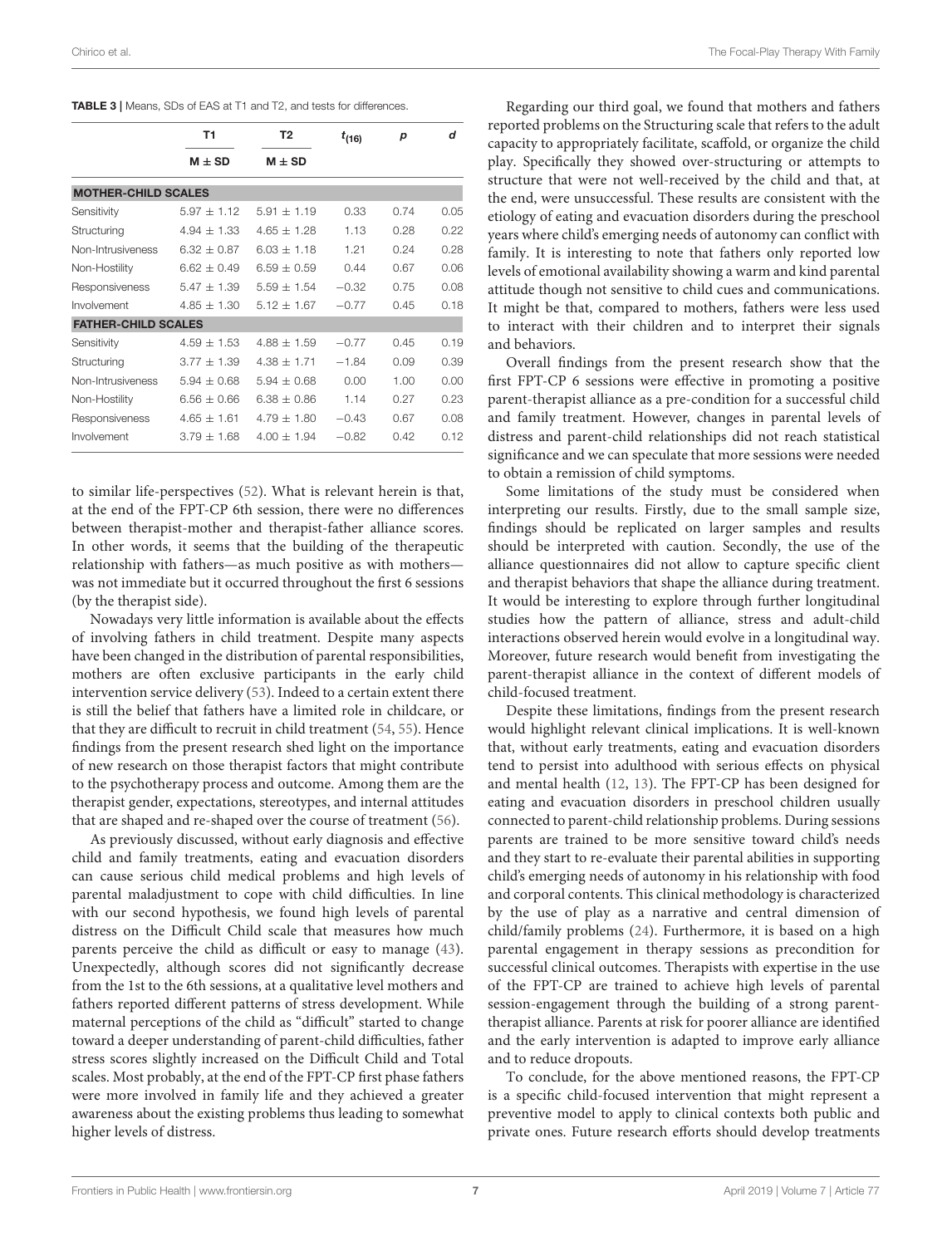**TABLE 3** | Means, SDs of EAS at T1 and T2, and tests for differences.

| | T1 | T2 | $t_{(16)}$ | $p$ | $d$ |
|---|---|---|---|---|---|
| | M ± SD | M ± SD | | | |
| **MOTHER-CHILD SCALES** | | | | | |
| Sensitivity | 5.97 ± 1.12 | 5.91 ± 1.19 | 0.33 | 0.74 | 0.05 |
| Structuring | 4.94 ± 1.33 | 4.65 ± 1.28 | 1.13 | 0.28 | 0.22 |
| Non-Intrusiveness | 6.32 ± 0.87 | 6.03 ± 1.18 | 1.21 | 0.24 | 0.28 |
| Non-Hostility | 6.62 ± 0.49 | 6.59 ± 0.59 | 0.44 | 0.67 | 0.06 |
| Responsiveness | 5.47 ± 1.39 | 5.59 ± 1.54 | −0.32 | 0.75 | 0.08 |
| Involvement | 4.85 ± 1.30 | 5.12 ± 1.67 | −0.77 | 0.45 | 0.18 |
| **FATHER-CHILD SCALES** | | | | | |
| Sensitivity | 4.59 ± 1.53 | 4.88 ± 1.59 | −0.77 | 0.45 | 0.19 |
| Structuring | 3.77 ± 1.39 | 4.38 ± 1.71 | −1.84 | 0.09 | 0.39 |
| Non-Intrusiveness | 5.94 ± 0.68 | 5.94 ± 0.68 | 0.00 | 1.00 | 0.00 |
| Non-Hostility | 6.56 ± 0.66 | 6.38 ± 0.86 | 1.14 | 0.27 | 0.23 |
| Responsiveness | 4.65 ± 1.61 | 4.79 ± 1.80 | −0.43 | 0.67 | 0.08 |
| Involvement | 3.79 ± 1.68 | 4.00 ± 1.94 | −0.82 | 0.42 | 0.12 |

to similar life-perspectives (52). What is relevant herein is that, at the end of the FPT-CP 6th session, there were no differences between therapist-mother and therapist-father alliance scores. In other words, it seems that the building of the therapeutic relationship with fathers—as much positive as with mothers—was not immediate but it occurred throughout the first 6 sessions (by the therapist side).

Nowadays very little information is available about the effects of involving fathers in child treatment. Despite many aspects have been changed in the distribution of parental responsibilities, mothers are often exclusive participants in the early child intervention service delivery (53). Indeed to a certain extent there is still the belief that fathers have a limited role in childcare, or that they are difficult to recruit in child treatment (54, 55). Hence findings from the present research shed light on the importance of new research on those therapist factors that might contribute to the psychotherapy process and outcome. Among them are the therapist gender, expectations, stereotypes, and internal attitudes that are shaped and re-shaped over the course of treatment (56).

As previously discussed, without early diagnosis and effective child and family treatments, eating and evacuation disorders can cause serious child medical problems and high levels of parental maladjustment to cope with child difficulties. In line with our second hypothesis, we found high levels of parental distress on the Difficult Child scale that measures how much parents perceive the child as difficult or easy to manage (43). Unexpectedly, although scores did not significantly decrease from the 1st to the 6th sessions, at a qualitative level mothers and fathers reported different patterns of stress development. While maternal perceptions of the child as "difficult" started to change toward a deeper understanding of parent-child difficulties, father stress scores slightly increased on the Difficult Child and Total scales. Most probably, at the end of the FPT-CP first phase fathers were more involved in family life and they achieved a greater awareness about the existing problems thus leading to somewhat higher levels of distress.

Regarding our third goal, we found that mothers and fathers reported problems on the Structuring scale that refers to the adult capacity to appropriately facilitate, scaffold, or organize the child play. Specifically they showed over-structuring or attempts to structure that were not well-received by the child and that, at the end, were unsuccessful. These results are consistent with the etiology of eating and evacuation disorders during the preschool years where child's emerging needs of autonomy can conflict with family. It is interesting to note that fathers only reported low levels of emotional availability showing a warm and kind parental attitude though not sensitive to child cues and communications. It might be that, compared to mothers, fathers were less used to interact with their children and to interpret their signals and behaviors.

Overall findings from the present research show that the first FPT-CP 6 sessions were effective in promoting a positive parent-therapist alliance as a pre-condition for a successful child and family treatment. However, changes in parental levels of distress and parent-child relationships did not reach statistical significance and we can speculate that more sessions were needed to obtain a remission of child symptoms.

Some limitations of the study must be considered when interpreting our results. Firstly, due to the small sample size, findings should be replicated on larger samples and results should be interpreted with caution. Secondly, the use of the alliance questionnaires did not allow to capture specific client and therapist behaviors that shape the alliance during treatment. It would be interesting to explore through further longitudinal studies how the pattern of alliance, stress and adult-child interactions observed herein would evolve in a longitudinal way. Moreover, future research would benefit from investigating the parent-therapist alliance in the context of different models of child-focused treatment.

Despite these limitations, findings from the present research would highlight relevant clinical implications. It is well-known that, without early treatments, eating and evacuation disorders tend to persist into adulthood with serious effects on physical and mental health (12, 13). The FPT-CP has been designed for eating and evacuation disorders in preschool children usually connected to parent-child relationship problems. During sessions parents are trained to be more sensitive toward child's needs and they start to re-evaluate their parental abilities in supporting child's emerging needs of autonomy in his relationship with food and corporal contents. This clinical methodology is characterized by the use of play as a narrative and central dimension of child/family problems (24). Furthermore, it is based on a high parental engagement in therapy sessions as precondition for successful clinical outcomes. Therapists with expertise in the use of the FPT-CP are trained to achieve high levels of parental session-engagement through the building of a strong parent-therapist alliance. Parents at risk for poorer alliance are identified and the early intervention is adapted to improve early alliance and to reduce dropouts.

To conclude, for the above mentioned reasons, the FPT-CP is a specific child-focused intervention that might represent a preventive model to apply to clinical contexts both public and private ones. Future research efforts should develop treatments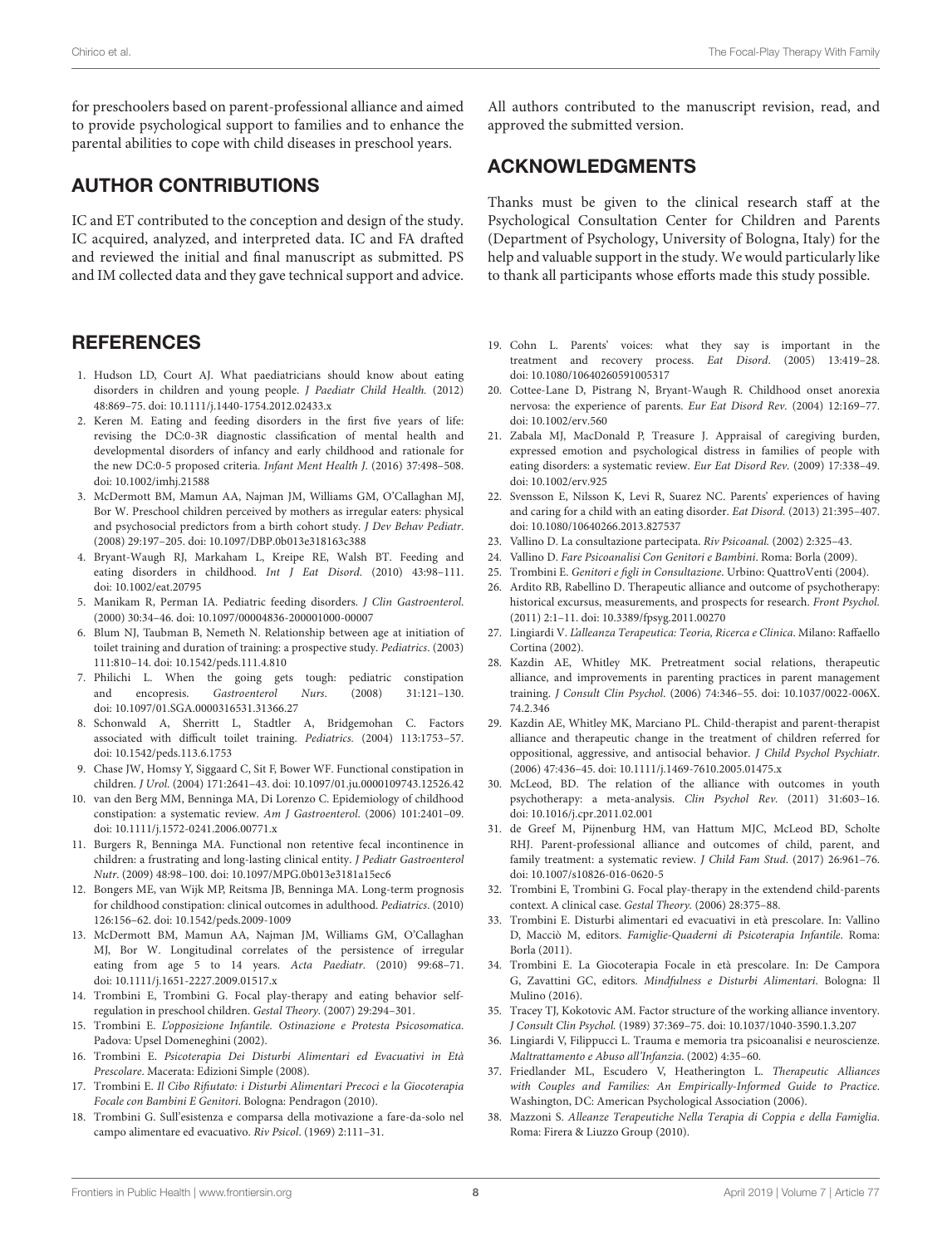for preschoolers based on parent-professional alliance and aimed to provide psychological support to families and to enhance the parental abilities to cope with child diseases in preschool years.

## AUTHOR CONTRIBUTIONS

IC and ET contributed to the conception and design of the study. IC acquired, analyzed, and interpreted data. IC and FA drafted and reviewed the initial and final manuscript as submitted. PS and IM collected data and they gave technical support and advice. All authors contributed to the manuscript revision, read, and approved the submitted version.

## ACKNOWLEDGMENTS

Thanks must be given to the clinical research staff at the Psychological Consultation Center for Children and Parents (Department of Psychology, University of Bologna, Italy) for the help and valuable support in the study. We would particularly like to thank all participants whose efforts made this study possible.

## REFERENCES

1. Hudson LD, Court AJ. What paediatricians should know about eating disorders in children and young people. *J Paediatr Child Health.* (2012) 48:869–75. doi: 10.1111/j.1440-1754.2012.02433.x
2. Keren M. Eating and feeding disorders in the first five years of life: revising the DC:0-3R diagnostic classification of mental health and developmental disorders of infancy and early childhood and rationale for the new DC:0-5 proposed criteria. *Infant Ment Health J.* (2016) 37:498–508. doi: 10.1002/imhj.21588
3. McDermott BM, Mamun AA, Najman JM, Williams GM, O'Callaghan MJ, Bor W. Preschool children perceived by mothers as irregular eaters: physical and psychosocial predictors from a birth cohort study. *J Dev Behav Pediatr.* (2008) 29:197–205. doi: 10.1097/DBP.0b013e318163c388
4. Bryant-Waugh RJ, Markaham L, Kreipe RE, Walsh BT. Feeding and eating disorders in childhood. *Int J Eat Disord.* (2010) 43:98–111. doi: 10.1002/eat.20795
5. Manikam R, Perman IA. Pediatric feeding disorders. *J Clin Gastroenterol.* (2000) 30:34–46. doi: 10.1097/00004836-200001000-00007
6. Blum NJ, Taubman B, Nemeth N. Relationship between age at initiation of toilet training and duration of training: a prospective study. *Pediatrics.* (2003) 111:810–14. doi: 10.1542/peds.111.4.810
7. Philichi L. When the going gets tough: pediatric constipation and encopresis. *Gastroenterol Nurs.* (2008) 31:121–130. doi: 10.1097/01.SGA.0000316531.31366.27
8. Schonwald A, Sherritt L, Stadtler A, Bridgemohan C. Factors associated with difficult toilet training. *Pediatrics.* (2004) 113:1753–57. doi: 10.1542/peds.113.6.1753
9. Chase JW, Homsy Y, Siggaard C, Sit F, Bower WF. Functional constipation in children. *J Urol.* (2004) 171:2641–43. doi: 10.1097/01.ju.0000109743.12526.42
10. van den Berg MM, Benninga MA, Di Lorenzo C. Epidemiology of childhood constipation: a systematic review. *Am J Gastroenterol.* (2006) 101:2401–09. doi: 10.1111/j.1572-0241.2006.00771.x
11. Burgers R, Benninga MA. Functional non retentive fecal incontinence in children: a frustrating and long-lasting clinical entity. *J Pediatr Gastroenterol Nutr.* (2009) 48:98–100. doi: 10.1097/MPG.0b013e3181a15ec6
12. Bongers ME, van Wijk MP, Reitsma JB, Benninga MA. Long-term prognosis for childhood constipation: clinical outcomes in adulthood. *Pediatrics.* (2010) 126:156–62. doi: 10.1542/peds.2009-1009
13. McDermott BM, Mamun AA, Najman JM, Williams GM, O'Callaghan MJ, Bor W. Longitudinal correlates of the persistence of irregular eating from age 5 to 14 years. *Acta Paediatr.* (2010) 99:68–71. doi: 10.1111/j.1651-2227.2009.01517.x
14. Trombini E, Trombini G. Focal play-therapy and eating behavior self-regulation in preschool children. *Gestal Theory.* (2007) 29:294–301.
15. Trombini E. *L'opposizione Infantile. Ostinazione e Protesta Psicosomatica*. Padova: Upsel Domeneghini (2002).
16. Trombini E. *Psicoterapia Dei Disturbi Alimentari ed Evacuativi in Età Prescolare*. Macerata: Edizioni Simple (2008).
17. Trombini E. *Il Cibo Rifiutato: i Disturbi Alimentari Precoci e la Giocoterapia Focale con Bambini E Genitori*. Bologna: Pendragon (2010).
18. Trombini G. Sull'esistenza e comparsa della motivazione a fare-da-solo nel campo alimentare ed evacuativo. *Riv Psicol.* (1969) 2:111–31.
19. Cohn L. Parents' voices: what they say is important in the treatment and recovery process. *Eat Disord.* (2005) 13:419–28. doi: 10.1080/10640260591005317
20. Cottee-Lane D, Pistrang N, Bryant-Waugh R. Childhood onset anorexia nervosa: the experience of parents. *Eur Eat Disord Rev.* (2004) 12:169–77. doi: 10.1002/erv.560
21. Zabala MJ, MacDonald P, Treasure J. Appraisal of caregiving burden, expressed emotion and psychological distress in families of people with eating disorders: a systematic review. *Eur Eat Disord Rev.* (2009) 17:338–49. doi: 10.1002/erv.925
22. Svensson E, Nilsson K, Levi R, Suarez NC. Parents' experiences of having and caring for a child with an eating disorder. *Eat Disord.* (2013) 21:395–407. doi: 10.1080/10640266.2013.827537
23. Vallino D. La consultazione partecipata. *Riv Psicoanal.* (2002) 2:325–43.
24. Vallino D. *Fare Psicoanalisi Con Genitori e Bambini*. Roma: Borla (2009).
25. Trombini E. *Genitori e figli in Consultazione*. Urbino: QuattroVenti (2004).
26. Ardito RB, Rabellino D. Therapeutic alliance and outcome of psychotherapy: historical excursus, measurements, and prospects for research. *Front Psychol.* (2011) 2:1–11. doi: 10.3389/fpsyg.2011.00270
27. Lingiardi V. *L'alleanza Terapeutica: Teoria, Ricerca e Clinica*. Milano: Raffaello Cortina (2002).
28. Kazdin AE, Whitley MK. Pretreatment social relations, therapeutic alliance, and improvements in parenting practices in parent management training. *J Consult Clin Psychol.* (2006) 74:346–55. doi: 10.1037/0022-006X.74.2.346
29. Kazdin AE, Whitley MK, Marciano PL. Child-therapist and parent-therapist alliance and therapeutic change in the treatment of children referred for oppositional, aggressive, and antisocial behavior. *J Child Psychol Psychiatr.* (2006) 47:436–45. doi: 10.1111/j.1469-7610.2005.01475.x
30. McLeod, BD. The relation of the alliance with outcomes in youth psychotherapy: a meta-analysis. *Clin Psychol Rev.* (2011) 31:603–16. doi: 10.1016/j.cpr.2011.02.001
31. de Greef M, Pijnenburg HM, van Hattum MJC, McLeod BD, Scholte RHJ. Parent-professional alliance and outcomes of child, parent, and family treatment: a systematic review. *J Child Fam Stud.* (2017) 26:961–76. doi: 10.1007/s10826-016-0620-5
32. Trombini E, Trombini G. Focal play-therapy in the extendend child-parents context. A clinical case. *Gestal Theory.* (2006) 28:375–88.
33. Trombini E. Disturbi alimentari ed evacuativi in età prescolare. In: Vallino D, Macciò M, editors. *Famiglie-Quaderni di Psicoterapia Infantile*. Roma: Borla (2011).
34. Trombini E. La Giocoterapia Focale in età prescolare. In: De Campora G, Zavattini GC, editors. *Mindfulness e Disturbi Alimentari*. Bologna: Il Mulino (2016).
35. Tracey TJ, Kokotovic AM. Factor structure of the working alliance inventory. *J Consult Clin Psychol.* (1989) 37:369–75. doi: 10.1037/1040-3590.1.3.207
36. Lingiardi V, Filippucci L. Trauma e memoria tra psicoanalisi e neuroscienze. *Maltrattamento e Abuso all'Infanzia.* (2002) 4:35–60.
37. Friedlander ML, Escudero V, Heatherington L. *Therapeutic Alliances with Couples and Families: An Empirically-Informed Guide to Practice*. Washington, DC: American Psychological Association (2006).
38. Mazzoni S. *Alleanze Terapeutiche Nella Terapia di Coppia e della Famiglia*. Roma: Firera & Liuzzo Group (2010).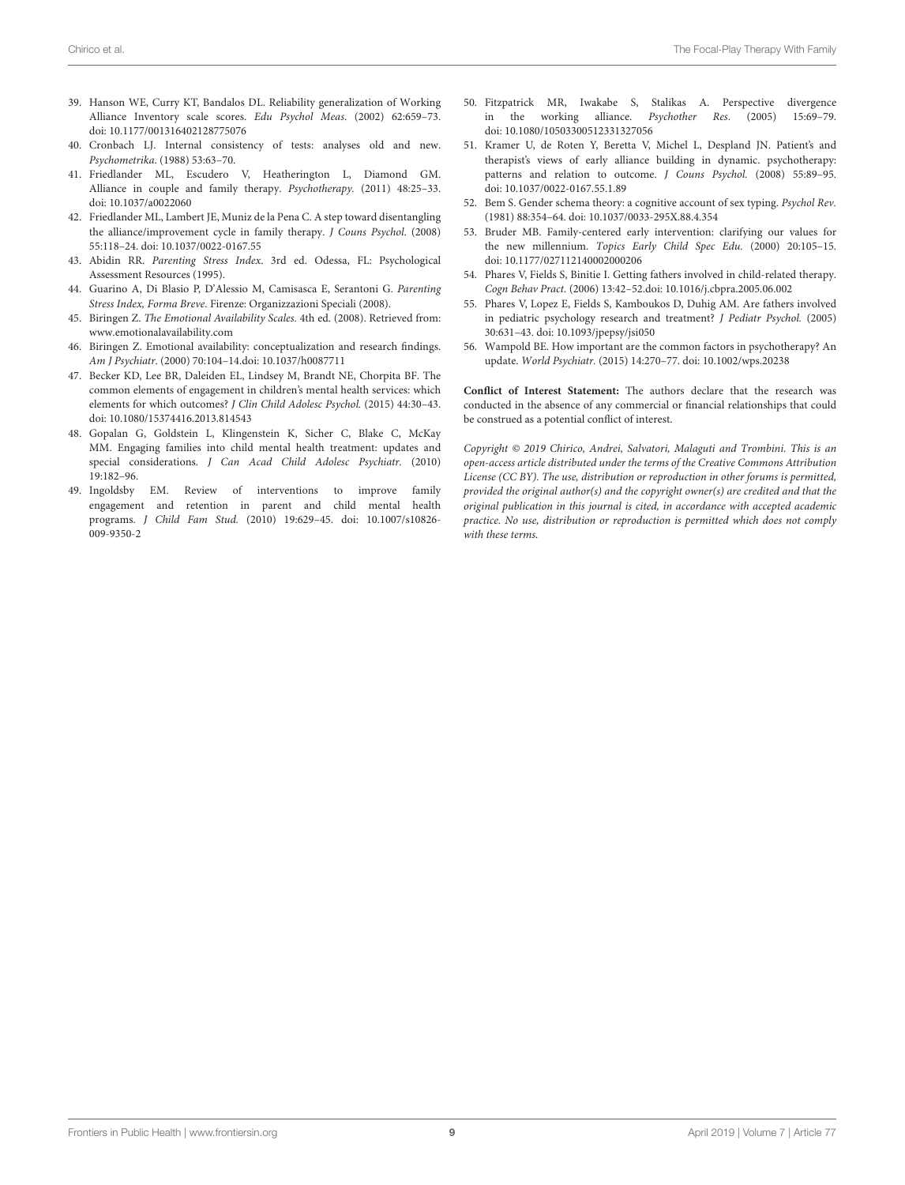39. Hanson WE, Curry KT, Bandalos DL. Reliability generalization of Working Alliance Inventory scale scores. *Edu Psychol Meas*. (2002) 62:659–73. doi: 10.1177/001316402128775076
40. Cronbach LJ. Internal consistency of tests: analyses old and new. *Psychometrika*. (1988) 53:63–70.
41. Friedlander ML, Escudero V, Heatherington L, Diamond GM. Alliance in couple and family therapy. *Psychotherapy*. (2011) 48:25–33. doi: 10.1037/a0022060
42. Friedlander ML, Lambert JE, Muniz de la Pena C. A step toward disentangling the alliance/improvement cycle in family therapy. *J Couns Psychol*. (2008) 55:118–24. doi: 10.1037/0022-0167.55
43. Abidin RR. *Parenting Stress Index*. 3rd ed. Odessa, FL: Psychological Assessment Resources (1995).
44. Guarino A, Di Blasio P, D'Alessio M, Camisasca E, Serantoni G. *Parenting Stress Index, Forma Breve*. Firenze: Organizzazioni Speciali (2008).
45. Biringen Z. *The Emotional Availability Scales*. 4th ed. (2008). Retrieved from: www.emotionalavailability.com
46. Biringen Z. Emotional availability: conceptualization and research findings. *Am J Psychiatr*. (2000) 70:104–14.doi: 10.1037/h0087711
47. Becker KD, Lee BR, Daleiden EL, Lindsey M, Brandt NE, Chorpita BF. The common elements of engagement in children's mental health services: which elements for which outcomes? *J Clin Child Adolesc Psychol*. (2015) 44:30–43. doi: 10.1080/15374416.2013.814543
48. Gopalan G, Goldstein L, Klingenstein K, Sicher C, Blake C, McKay MM. Engaging families into child mental health treatment: updates and special considerations. *J Can Acad Child Adolesc Psychiatr*. (2010) 19:182–96.
49. Ingoldsby EM. Review of interventions to improve family engagement and retention in parent and child mental health programs. *J Child Fam Stud*. (2010) 19:629–45. doi: 10.1007/s10826-009-9350-2
50. Fitzpatrick MR, Iwakabe S, Stalikas A. Perspective divergence in the working alliance. *Psychother Res*. (2005) 15:69–79. doi: 10.1080/10503300512331327056
51. Kramer U, de Roten Y, Beretta V, Michel L, Despland JN. Patient's and therapist's views of early alliance building in dynamic. psychotherapy: patterns and relation to outcome. *J Couns Psychol*. (2008) 55:89–95. doi: 10.1037/0022-0167.55.1.89
52. Bem S. Gender schema theory: a cognitive account of sex typing. *Psychol Rev*. (1981) 88:354–64. doi: 10.1037/0033-295X.88.4.354
53. Bruder MB. Family-centered early intervention: clarifying our values for the new millennium. *Topics Early Child Spec Edu*. (2000) 20:105–15. doi: 10.1177/027112140002000206
54. Phares V, Fields S, Binitie I. Getting fathers involved in child-related therapy. *Cogn Behav Pract*. (2006) 13:42–52.doi: 10.1016/j.cbpra.2005.06.002
55. Phares V, Lopez E, Fields S, Kamboukos D, Duhig AM. Are fathers involved in pediatric psychology research and treatment? *J Pediatr Psychol*. (2005) 30:631–43. doi: 10.1093/jpepsy/jsi050
56. Wampold BE. How important are the common factors in psychotherapy? An update. *World Psychiatr*. (2015) 14:270–77. doi: 10.1002/wps.20238

**Conflict of Interest Statement:** The authors declare that the research was conducted in the absence of any commercial or financial relationships that could be construed as a potential conflict of interest.

*Copyright © 2019 Chirico, Andrei, Salvatori, Malaguti and Trombini. This is an open-access article distributed under the terms of the Creative Commons Attribution License (CC BY). The use, distribution or reproduction in other forums is permitted, provided the original author(s) and the copyright owner(s) are credited and that the original publication in this journal is cited, in accordance with accepted academic practice. No use, distribution or reproduction is permitted which does not comply with these terms.*